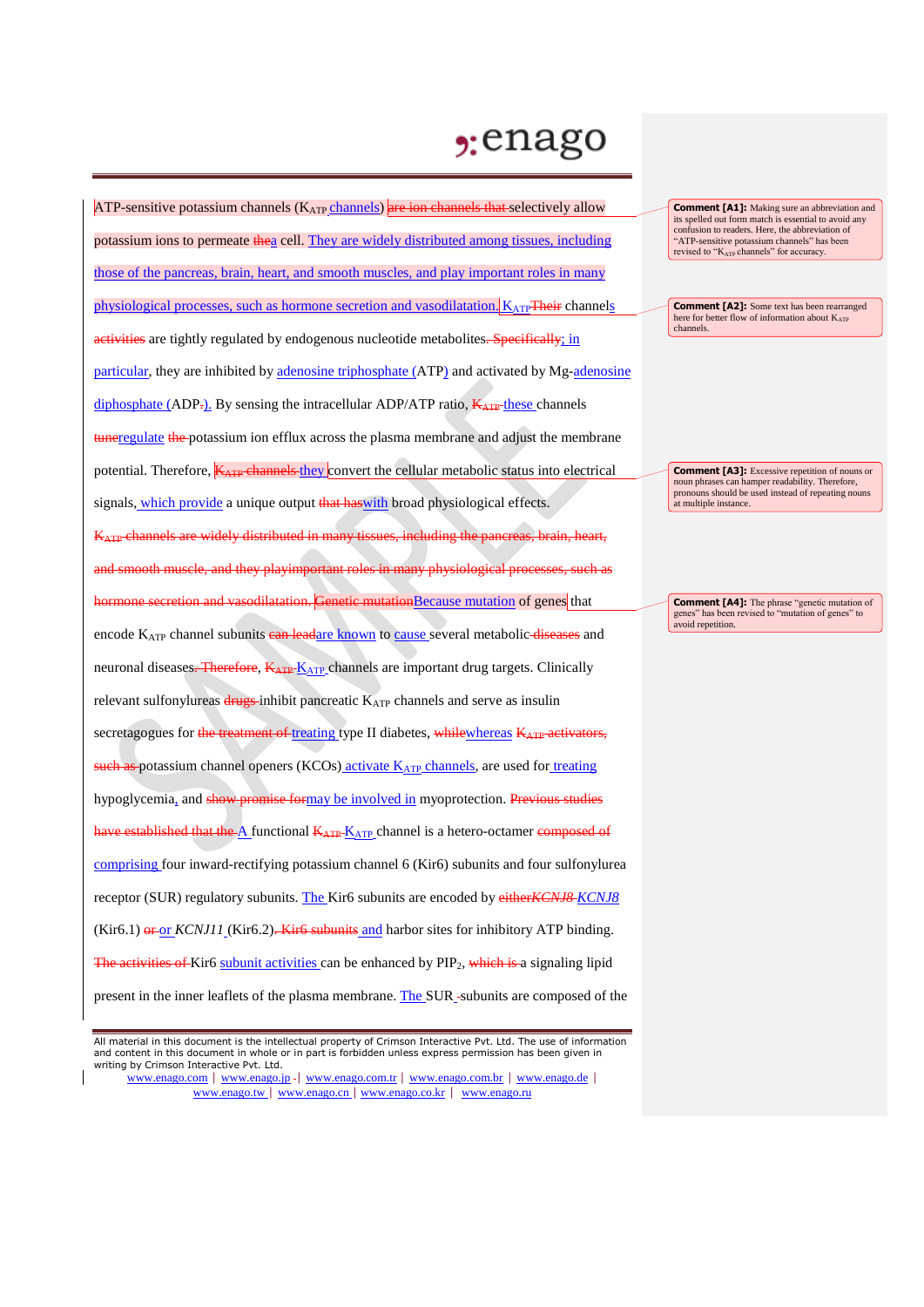ATP-sensitive potassium channels ($K_{ATP}$ channels) ~~are ion channels that~~ selectively allow potassium ions to permeate ~~the~~a cell. They are widely distributed among tissues, including those of the pancreas, brain, heart, and smooth muscles, and play important roles in many physiological processes, such as hormone secretion and vasodilatation. $K_{ATP}$ ~~Their~~ channels ~~activities~~ are tightly regulated by endogenous nucleotide metabolites~~. Specifically~~; in particular, they are inhibited by adenosine triphosphate (ATP) and activated by Mg-adenosine diphosphate (ADP~~.~~). By sensing the intracellular ADP/ATP ratio, ~~$K_{ATP}$~~ these channels ~~tune~~regulate ~~the~~ potassium ion efflux across the plasma membrane and adjust the membrane potential. Therefore, ~~$K_{ATP}$ channels~~ they convert the cellular metabolic status into electrical signals, which provide a unique output ~~that has~~with broad physiological effects. ~~$K_{ATP}$ channels are widely distributed in many tissues, including the pancreas, brain, heart, and smooth muscle, and they playimportant roles in many physiological processes, such as hormone secretion and vasodilatation.~~ ~~Genetic mutation~~Because mutation of genes that encode $K_{ATP}$ channel subunits ~~can lead~~are known to cause several metabolic ~~diseases~~ and neuronal diseases~~. Therefore,~~ ~~$K_{ATP}$~~ $K_{ATP}$ channels are important drug targets. Clinically relevant sulfonylureas ~~drugs~~ inhibit pancreatic $K_{ATP}$ channels and serve as insulin secretagogues for ~~the treatment of~~ treating type II diabetes, ~~while~~whereas ~~$K_{ATP}$ activators, such as~~ potassium channel openers (KCOs) activate $K_{ATP}$ channels, are used for treating hypoglycemia, and ~~show promise for~~may be involved in myoprotection. ~~Previous studies have established that the~~ A functional ~~$K_{ATP}$~~ $K_{ATP}$ channel is a hetero-octamer ~~composed of~~ comprising four inward-rectifying potassium channel 6 (Kir6) subunits and four sulfonylurea receptor (SUR) regulatory subunits. The Kir6 subunits are encoded by ~~either *KCNJ8*~~ *KCNJ8* (Kir6.1) ~~or~~ or *KCNJ11* (Kir6.2)~~. Kir6 subunits~~ and harbor sites for inhibitory ATP binding. ~~The activities of~~ Kir6 subunit activities can be enhanced by $PIP_2$, ~~which is~~ a signaling lipid present in the inner leaflets of the plasma membrane. The SUR subunits are composed of the

**Comment [A1]:** Making sure an abbreviation and its spelled out form match is essential to avoid any confusion to readers. Here, the abbreviation of "ATP-sensitive potassium channels" has been revised to "$K_{ATP}$ channels" for accuracy.

**Comment [A2]:** Some text has been rearranged here for better flow of information about $K_{ATP}$ channels.

**Comment [A3]:** Excessive repetition of nouns or noun phrases can hamper readability. Therefore, pronouns should be used instead of repeating nouns at multiple instance.

**Comment [A4]:** The phrase "genetic mutation of genes" has been revised to "mutation of genes" to avoid repetition.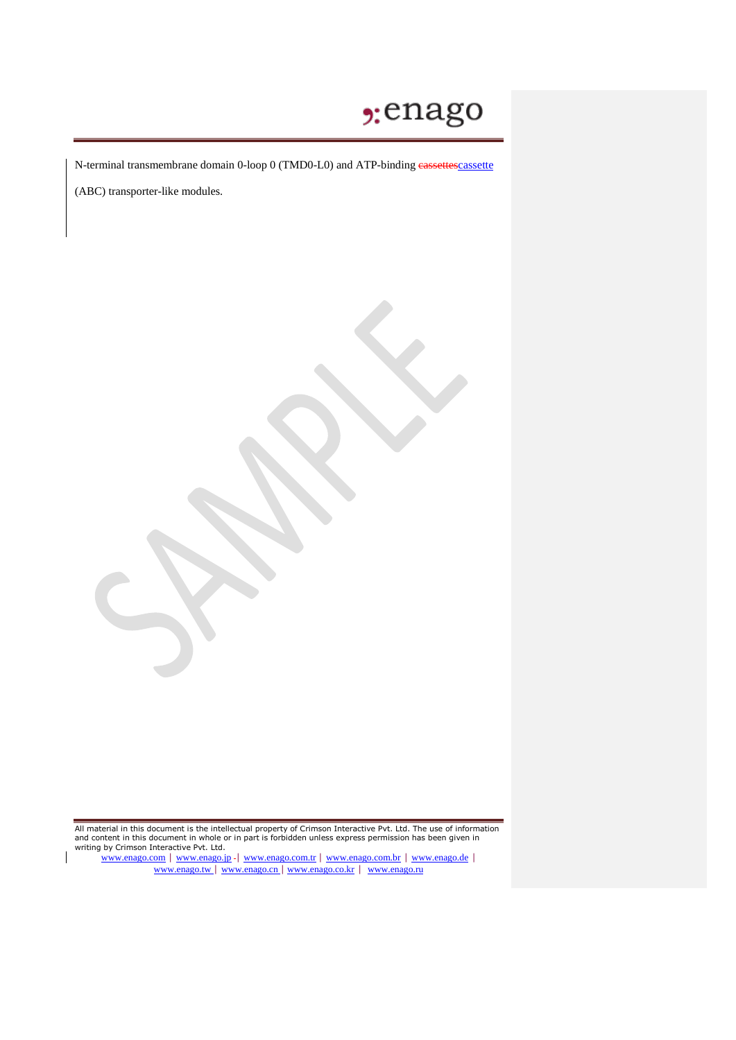N-terminal transmembrane domain 0-loop 0 (TMD0-L0) and ATP-binding ~~cassettes~~cassette (ABC) transporter-like modules.